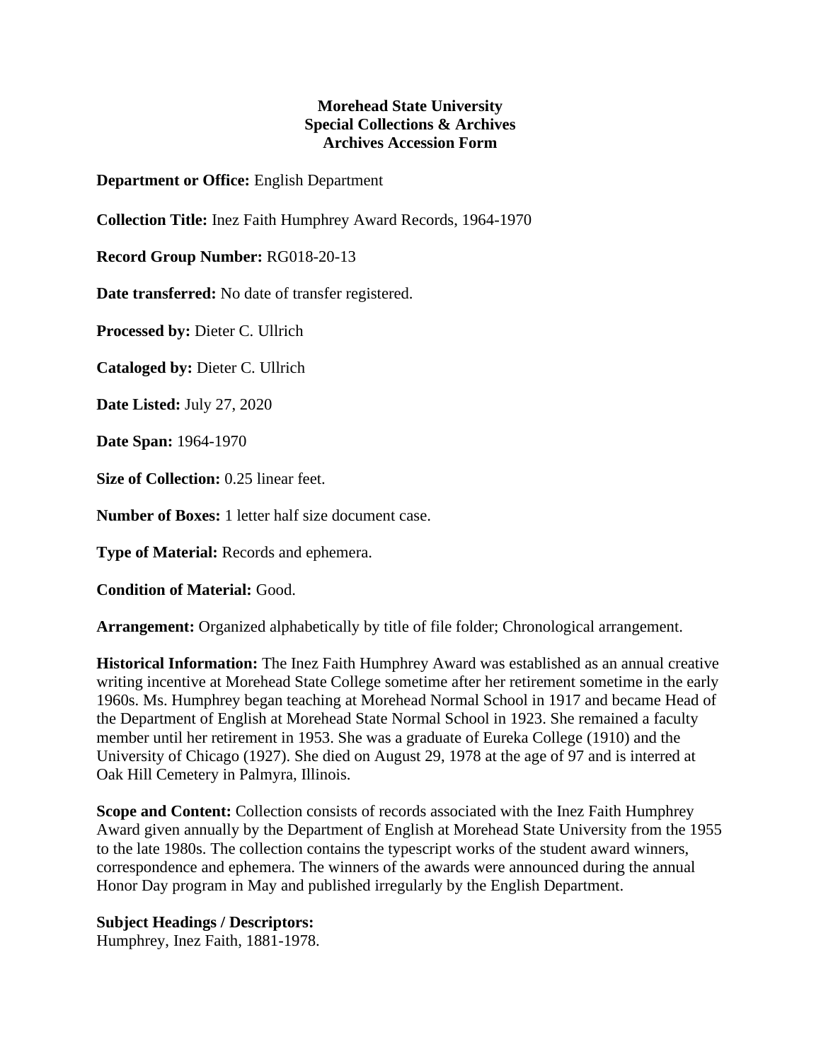# Morehead State University
## Special Collections & Archives
### Archives Accession Form

**Department or Office:** English Department

**Collection Title:** Inez Faith Humphrey Award Records, 1964-1970

**Record Group Number:** RG018-20-13

**Date transferred:** No date of transfer registered.

**Processed by:** Dieter C. Ullrich

**Cataloged by:** Dieter C. Ullrich

**Date Listed:** July 27, 2020

**Date Span:** 1964-1970

**Size of Collection:** 0.25 linear feet.

**Number of Boxes:** 1 letter half size document case.

**Type of Material:** Records and ephemera.

**Condition of Material:** Good.

**Arrangement:** Organized alphabetically by title of file folder; Chronological arrangement.

**Historical Information:** The Inez Faith Humphrey Award was established as an annual creative writing incentive at Morehead State College sometime after her retirement sometime in the early 1960s. Ms. Humphrey began teaching at Morehead Normal School in 1917 and became Head of the Department of English at Morehead State Normal School in 1923. She remained a faculty member until her retirement in 1953. She was a graduate of Eureka College (1910) and the University of Chicago (1927). She died on August 29, 1978 at the age of 97 and is interred at Oak Hill Cemetery in Palmyra, Illinois.

**Scope and Content:** Collection consists of records associated with the Inez Faith Humphrey Award given annually by the Department of English at Morehead State University from the 1955 to the late 1980s. The collection contains the typescript works of the student award winners, correspondence and ephemera. The winners of the awards were announced during the annual Honor Day program in May and published irregularly by the English Department.

**Subject Headings / Descriptors:**
Humphrey, Inez Faith, 1881-1978.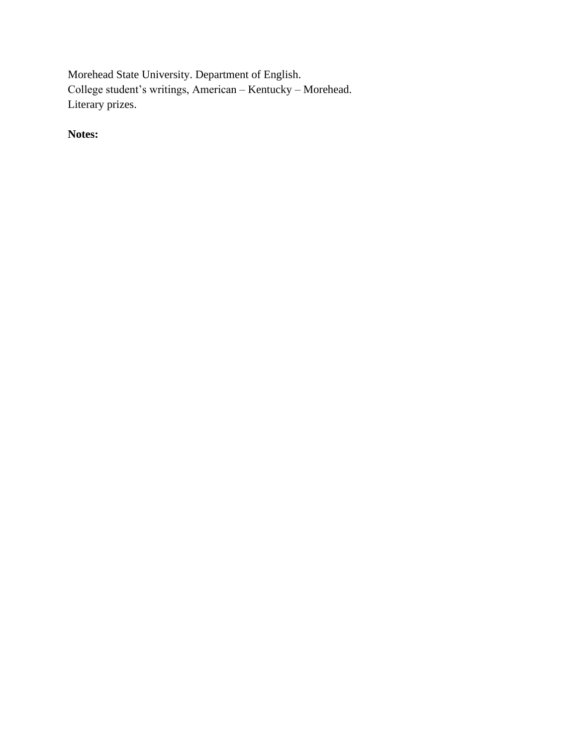Morehead State University. Department of English.
College student’s writings, American – Kentucky – Morehead.
Literary prizes.

**Notes:**